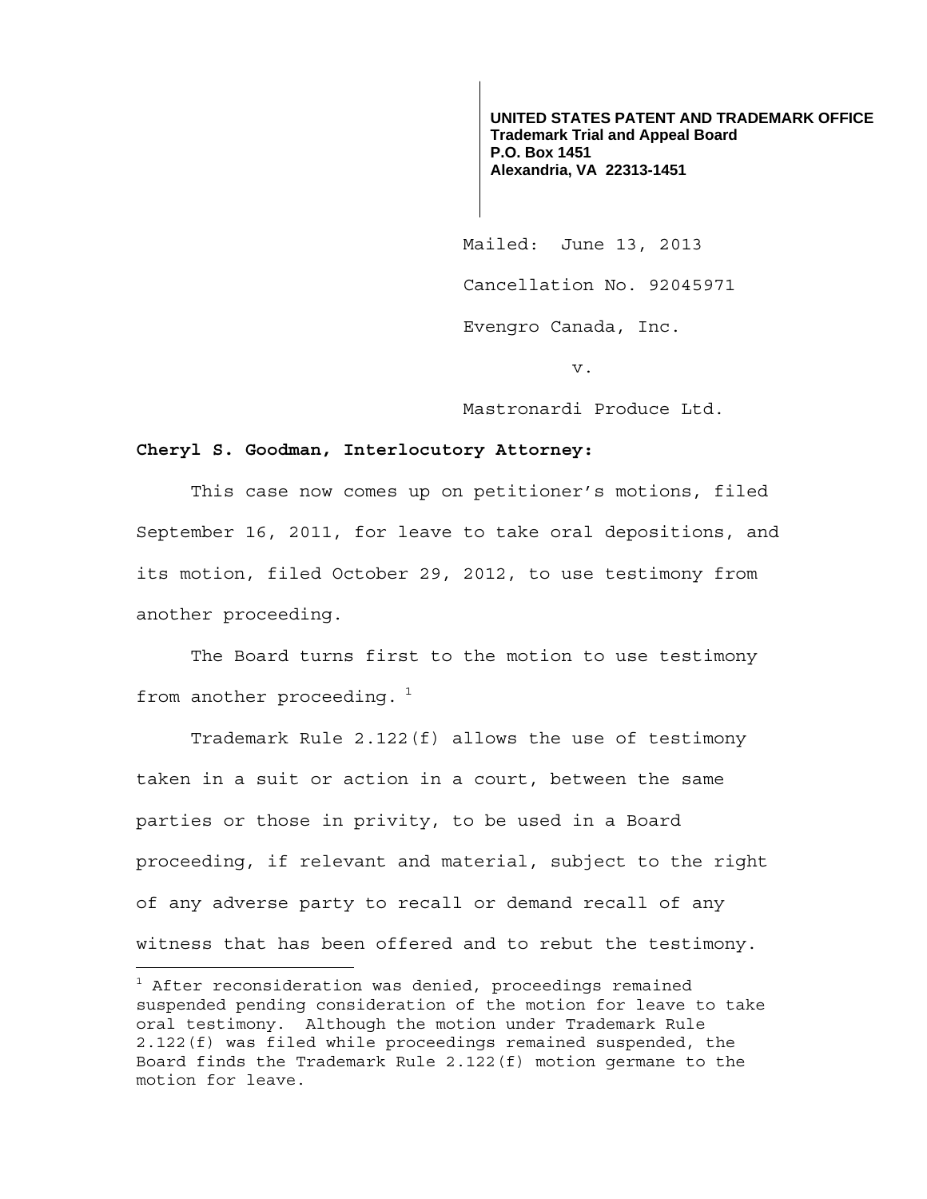**UNITED STATES PATENT AND TRADEMARK OFFICE**
**Trademark Trial and Appeal Board**
**P.O. Box 1451**
**Alexandria, VA 22313-1451**

Mailed: June 13, 2013

Cancellation No. 92045971

Evengro Canada, Inc.

v.

Mastronardi Produce Ltd.

**Cheryl S. Goodman, Interlocutory Attorney:**

This case now comes up on petitioner's motions, filed September 16, 2011, for leave to take oral depositions, and its motion, filed October 29, 2012, to use testimony from another proceeding.

The Board turns first to the motion to use testimony from another proceeding. [1]

Trademark Rule 2.122(f) allows the use of testimony taken in a suit or action in a court, between the same parties or those in privity, to be used in a Board proceeding, if relevant and material, subject to the right of any adverse party to recall or demand recall of any witness that has been offered and to rebut the testimony.

[1] After reconsideration was denied, proceedings remained suspended pending consideration of the motion for leave to take oral testimony. Although the motion under Trademark Rule 2.122(f) was filed while proceedings remained suspended, the Board finds the Trademark Rule 2.122(f) motion germane to the motion for leave.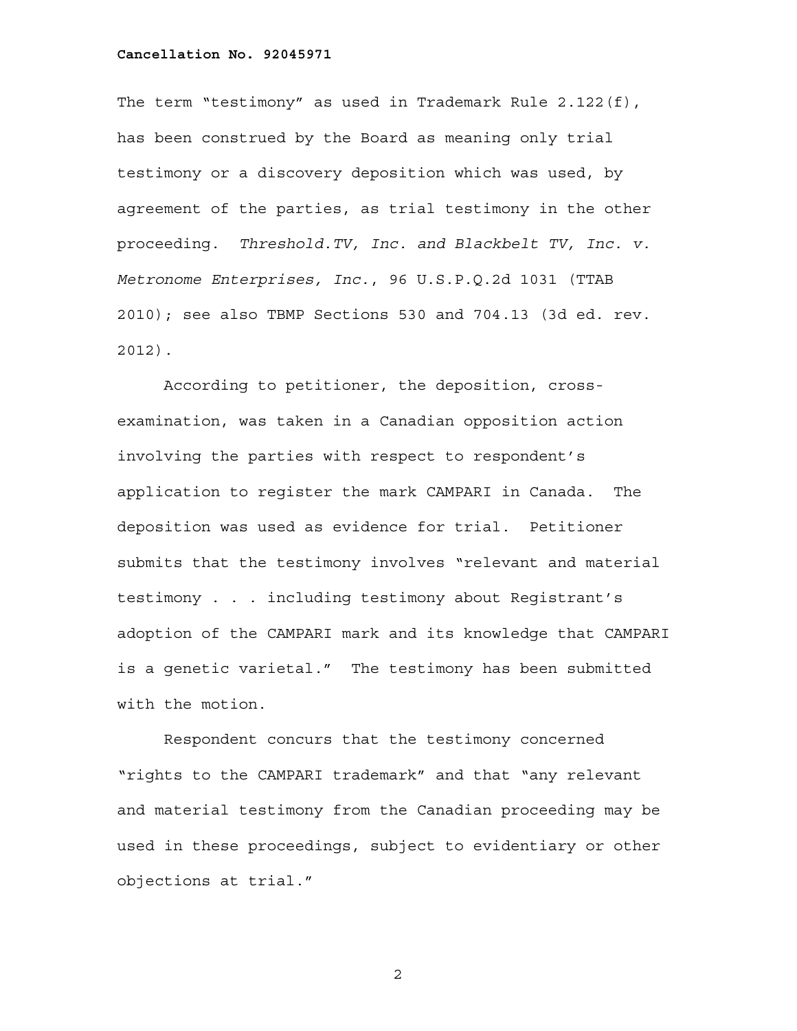The term "testimony" as used in Trademark Rule 2.122(f), has been construed by the Board as meaning only trial testimony or a discovery deposition which was used, by agreement of the parties, as trial testimony in the other proceeding. *Threshold.TV, Inc. and Blackbelt TV, Inc. v. Metronome Enterprises, Inc.*, 96 U.S.P.Q.2d 1031 (TTAB 2010); see also TBMP Sections 530 and 704.13 (3d ed. rev. 2012).

According to petitioner, the deposition, cross-examination, was taken in a Canadian opposition action involving the parties with respect to respondent's application to register the mark CAMPARI in Canada. The deposition was used as evidence for trial. Petitioner submits that the testimony involves "relevant and material testimony . . . including testimony about Registrant's adoption of the CAMPARI mark and its knowledge that CAMPARI is a genetic varietal." The testimony has been submitted with the motion.

Respondent concurs that the testimony concerned "rights to the CAMPARI trademark" and that "any relevant and material testimony from the Canadian proceeding may be used in these proceedings, subject to evidentiary or other objections at trial."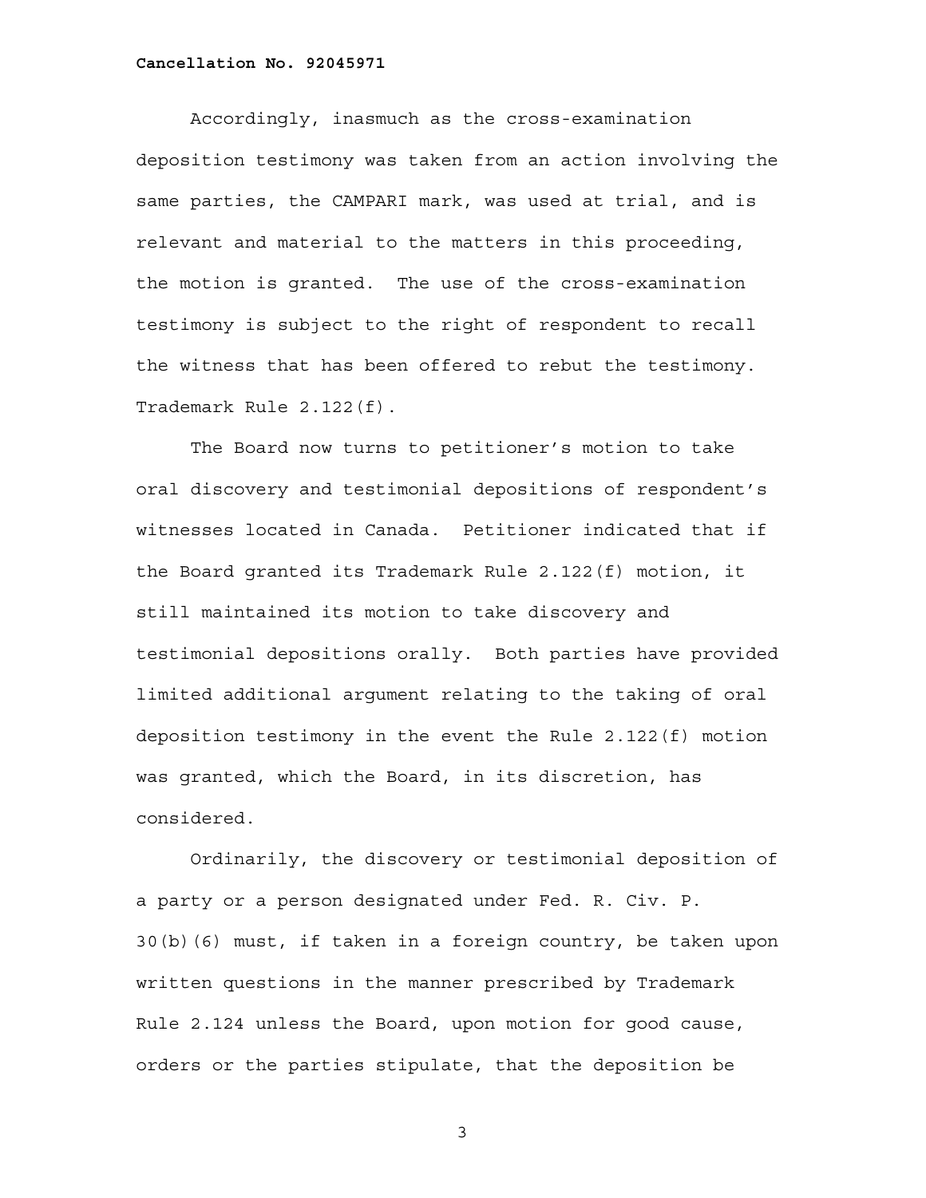Accordingly, inasmuch as the cross-examination deposition testimony was taken from an action involving the same parties, the CAMPARI mark, was used at trial, and is relevant and material to the matters in this proceeding, the motion is granted. The use of the cross-examination testimony is subject to the right of respondent to recall the witness that has been offered to rebut the testimony. Trademark Rule 2.122(f).

The Board now turns to petitioner's motion to take oral discovery and testimonial depositions of respondent's witnesses located in Canada. Petitioner indicated that if the Board granted its Trademark Rule 2.122(f) motion, it still maintained its motion to take discovery and testimonial depositions orally. Both parties have provided limited additional argument relating to the taking of oral deposition testimony in the event the Rule 2.122(f) motion was granted, which the Board, in its discretion, has considered.

Ordinarily, the discovery or testimonial deposition of a party or a person designated under Fed. R. Civ. P. 30(b)(6) must, if taken in a foreign country, be taken upon written questions in the manner prescribed by Trademark Rule 2.124 unless the Board, upon motion for good cause, orders or the parties stipulate, that the deposition be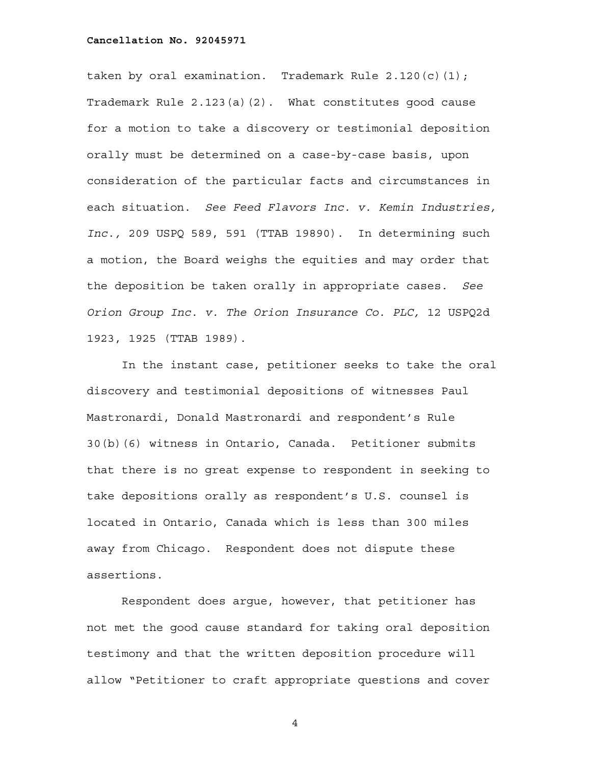taken by oral examination. Trademark Rule 2.120(c)(1); Trademark Rule 2.123(a)(2). What constitutes good cause for a motion to take a discovery or testimonial deposition orally must be determined on a case-by-case basis, upon consideration of the particular facts and circumstances in each situation. *See Feed Flavors Inc. v. Kemin Industries, Inc.,* 209 USPQ 589, 591 (TTAB 19890). In determining such a motion, the Board weighs the equities and may order that the deposition be taken orally in appropriate cases. *See Orion Group Inc. v. The Orion Insurance Co. PLC,* 12 USPQ2d 1923, 1925 (TTAB 1989).

In the instant case, petitioner seeks to take the oral discovery and testimonial depositions of witnesses Paul Mastronardi, Donald Mastronardi and respondent's Rule 30(b)(6) witness in Ontario, Canada. Petitioner submits that there is no great expense to respondent in seeking to take depositions orally as respondent's U.S. counsel is located in Ontario, Canada which is less than 300 miles away from Chicago. Respondent does not dispute these assertions.

Respondent does argue, however, that petitioner has not met the good cause standard for taking oral deposition testimony and that the written deposition procedure will allow "Petitioner to craft appropriate questions and cover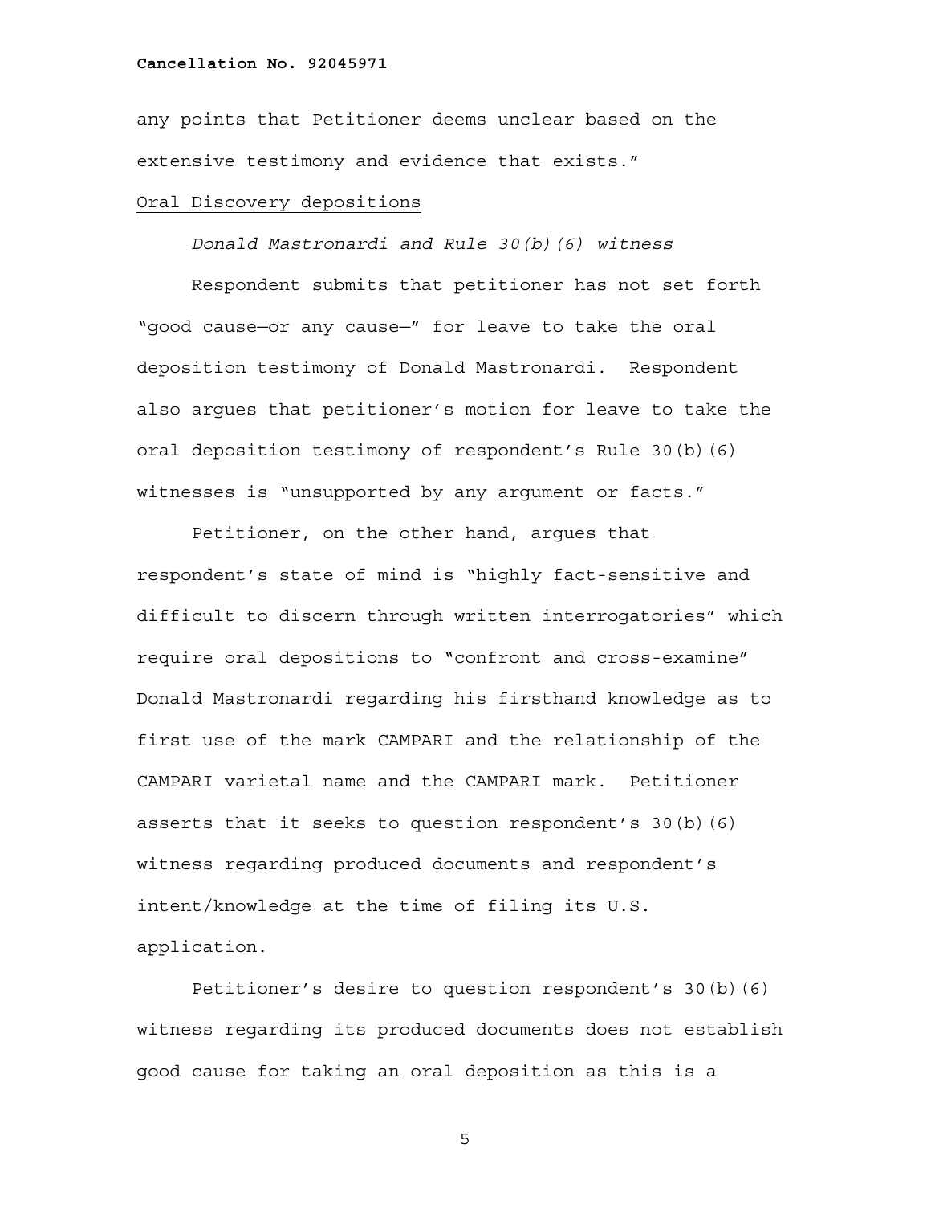any points that Petitioner deems unclear based on the extensive testimony and evidence that exists."

Oral Discovery depositions

*Donald Mastronardi and Rule 30(b)(6) witness*

Respondent submits that petitioner has not set forth "good cause—or any cause—" for leave to take the oral deposition testimony of Donald Mastronardi. Respondent also argues that petitioner's motion for leave to take the oral deposition testimony of respondent's Rule 30(b)(6) witnesses is "unsupported by any argument or facts."

Petitioner, on the other hand, argues that respondent's state of mind is "highly fact-sensitive and difficult to discern through written interrogatories" which require oral depositions to "confront and cross-examine" Donald Mastronardi regarding his firsthand knowledge as to first use of the mark CAMPARI and the relationship of the CAMPARI varietal name and the CAMPARI mark. Petitioner asserts that it seeks to question respondent's 30(b)(6) witness regarding produced documents and respondent's intent/knowledge at the time of filing its U.S. application.

Petitioner's desire to question respondent's 30(b)(6) witness regarding its produced documents does not establish good cause for taking an oral deposition as this is a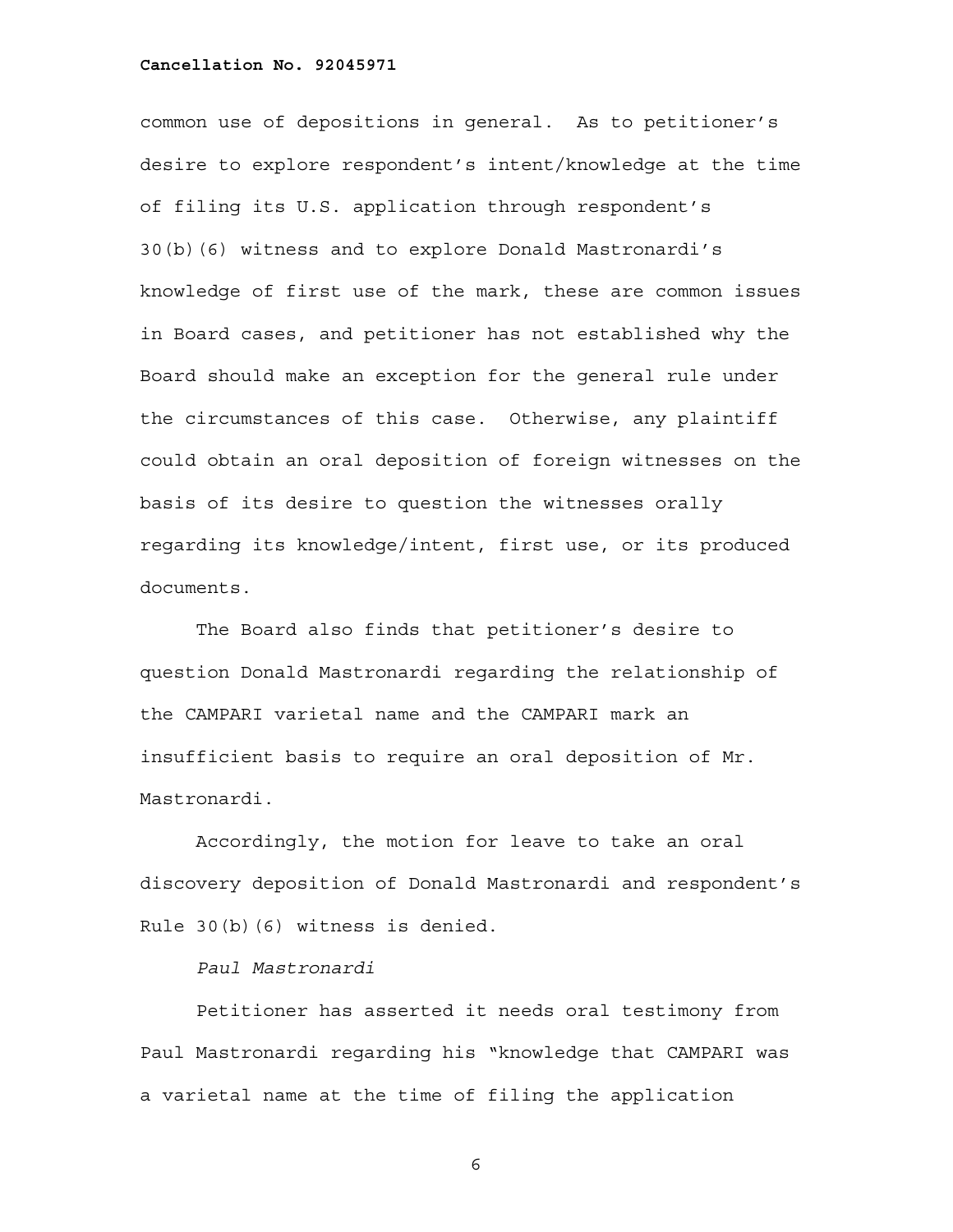common use of depositions in general. As to petitioner's desire to explore respondent's intent/knowledge at the time of filing its U.S. application through respondent's 30(b)(6) witness and to explore Donald Mastronardi's knowledge of first use of the mark, these are common issues in Board cases, and petitioner has not established why the Board should make an exception for the general rule under the circumstances of this case. Otherwise, any plaintiff could obtain an oral deposition of foreign witnesses on the basis of its desire to question the witnesses orally regarding its knowledge/intent, first use, or its produced documents.

The Board also finds that petitioner's desire to question Donald Mastronardi regarding the relationship of the CAMPARI varietal name and the CAMPARI mark an insufficient basis to require an oral deposition of Mr. Mastronardi.

Accordingly, the motion for leave to take an oral discovery deposition of Donald Mastronardi and respondent's Rule 30(b)(6) witness is denied.

*Paul Mastronardi*

Petitioner has asserted it needs oral testimony from Paul Mastronardi regarding his "knowledge that CAMPARI was a varietal name at the time of filing the application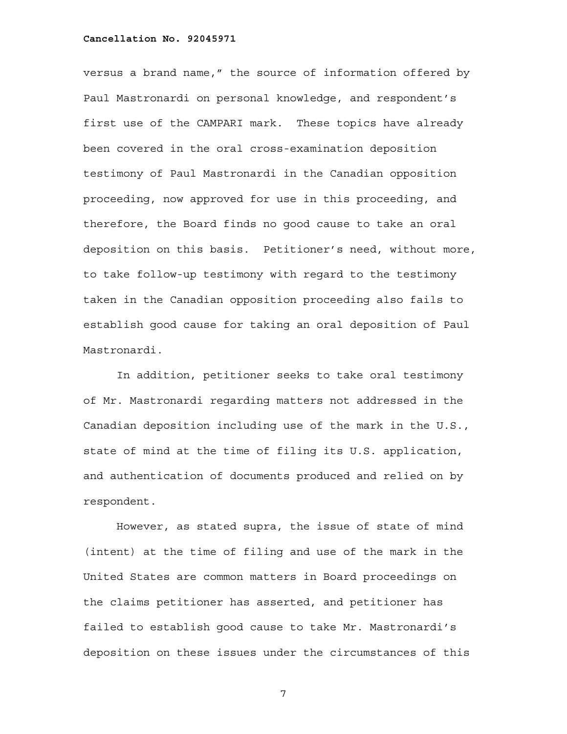versus a brand name," the source of information offered by Paul Mastronardi on personal knowledge, and respondent's first use of the CAMPARI mark. These topics have already been covered in the oral cross-examination deposition testimony of Paul Mastronardi in the Canadian opposition proceeding, now approved for use in this proceeding, and therefore, the Board finds no good cause to take an oral deposition on this basis. Petitioner's need, without more, to take follow-up testimony with regard to the testimony taken in the Canadian opposition proceeding also fails to establish good cause for taking an oral deposition of Paul Mastronardi.

In addition, petitioner seeks to take oral testimony of Mr. Mastronardi regarding matters not addressed in the Canadian deposition including use of the mark in the U.S., state of mind at the time of filing its U.S. application, and authentication of documents produced and relied on by respondent.

However, as stated supra, the issue of state of mind (intent) at the time of filing and use of the mark in the United States are common matters in Board proceedings on the claims petitioner has asserted, and petitioner has failed to establish good cause to take Mr. Mastronardi's deposition on these issues under the circumstances of this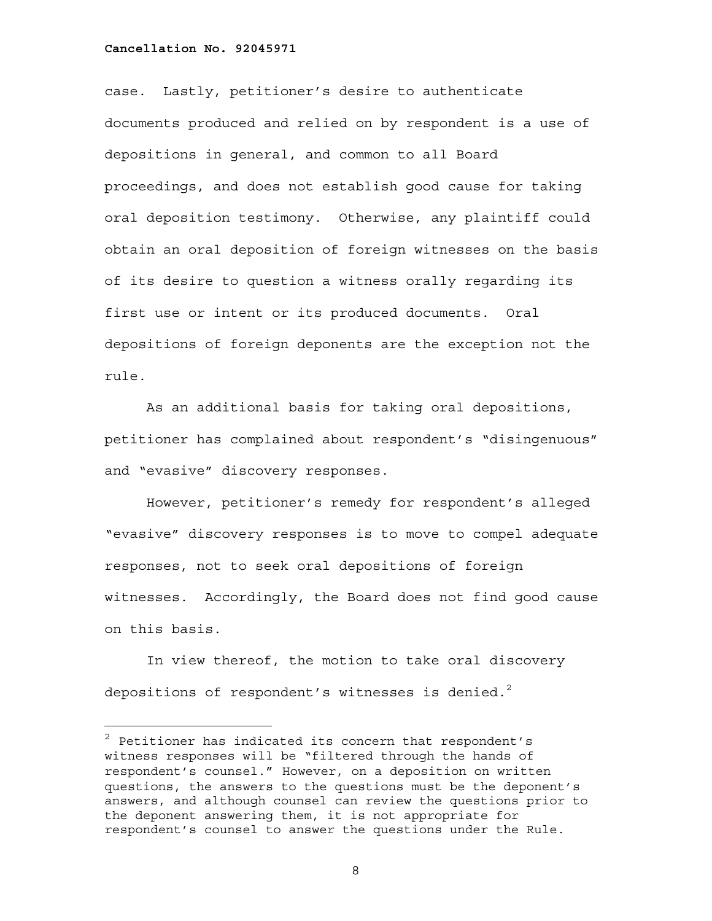case. Lastly, petitioner's desire to authenticate documents produced and relied on by respondent is a use of depositions in general, and common to all Board proceedings, and does not establish good cause for taking oral deposition testimony. Otherwise, any plaintiff could obtain an oral deposition of foreign witnesses on the basis of its desire to question a witness orally regarding its first use or intent or its produced documents. Oral depositions of foreign deponents are the exception not the rule.

As an additional basis for taking oral depositions, petitioner has complained about respondent's "disingenuous" and "evasive" discovery responses.

However, petitioner's remedy for respondent's alleged "evasive" discovery responses is to move to compel adequate responses, not to seek oral depositions of foreign witnesses. Accordingly, the Board does not find good cause on this basis.

In view thereof, the motion to take oral discovery depositions of respondent's witnesses is denied.[2]

---

[2] Petitioner has indicated its concern that respondent's witness responses will be "filtered through the hands of respondent's counsel." However, on a deposition on written questions, the answers to the questions must be the deponent's answers, and although counsel can review the questions prior to the deponent answering them, it is not appropriate for respondent's counsel to answer the questions under the Rule.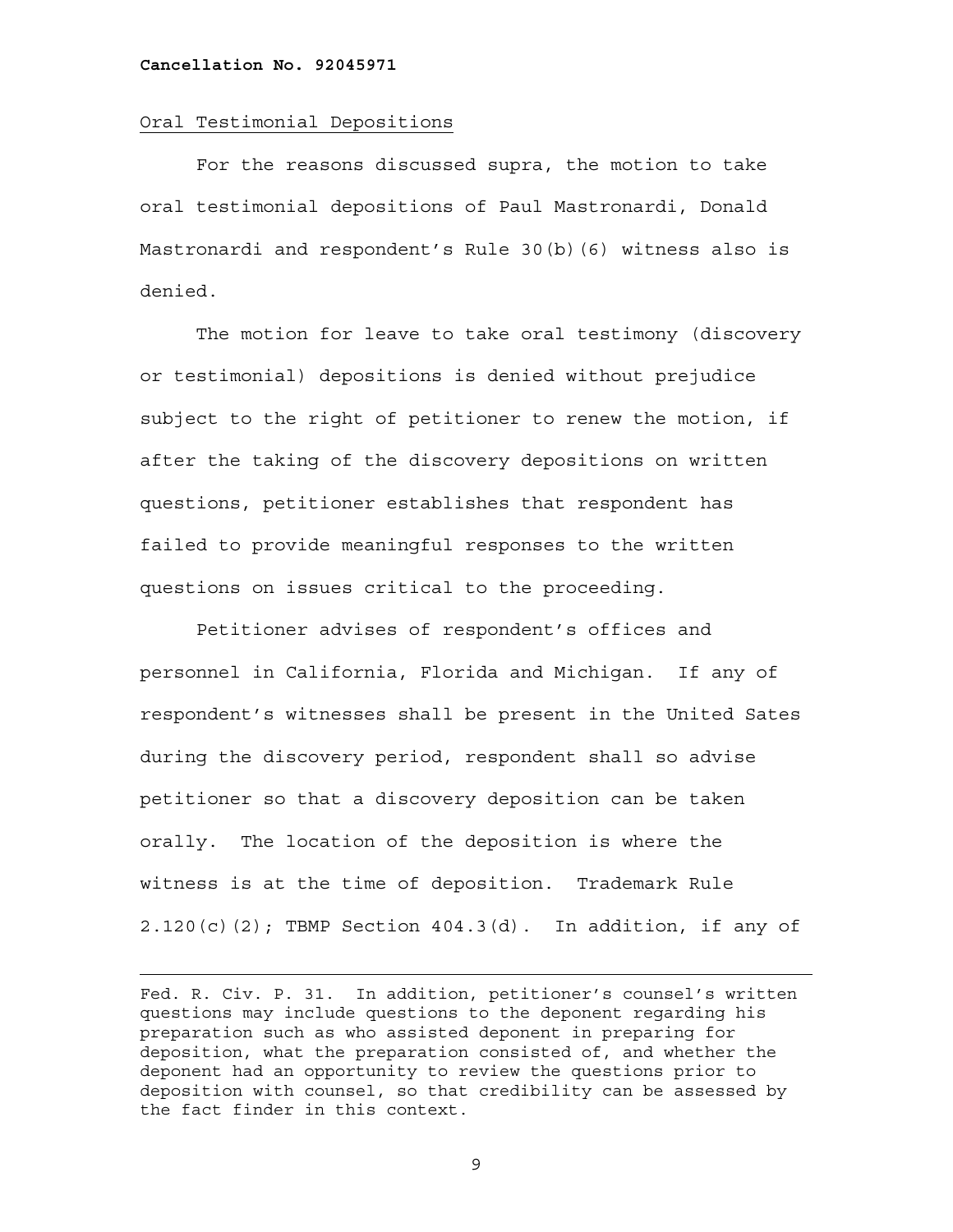Oral Testimonial Depositions

For the reasons discussed supra, the motion to take oral testimonial depositions of Paul Mastronardi, Donald Mastronardi and respondent's Rule 30(b)(6) witness also is denied.

The motion for leave to take oral testimony (discovery or testimonial) depositions is denied without prejudice subject to the right of petitioner to renew the motion, if after the taking of the discovery depositions on written questions, petitioner establishes that respondent has failed to provide meaningful responses to the written questions on issues critical to the proceeding.

Petitioner advises of respondent's offices and personnel in California, Florida and Michigan. If any of respondent's witnesses shall be present in the United Sates during the discovery period, respondent shall so advise petitioner so that a discovery deposition can be taken orally. The location of the deposition is where the witness is at the time of deposition. Trademark Rule 2.120(c)(2); TBMP Section 404.3(d). In addition, if any of

---

Fed. R. Civ. P. 31. In addition, petitioner's counsel's written questions may include questions to the deponent regarding his preparation such as who assisted deponent in preparing for deposition, what the preparation consisted of, and whether the deponent had an opportunity to review the questions prior to deposition with counsel, so that credibility can be assessed by the fact finder in this context.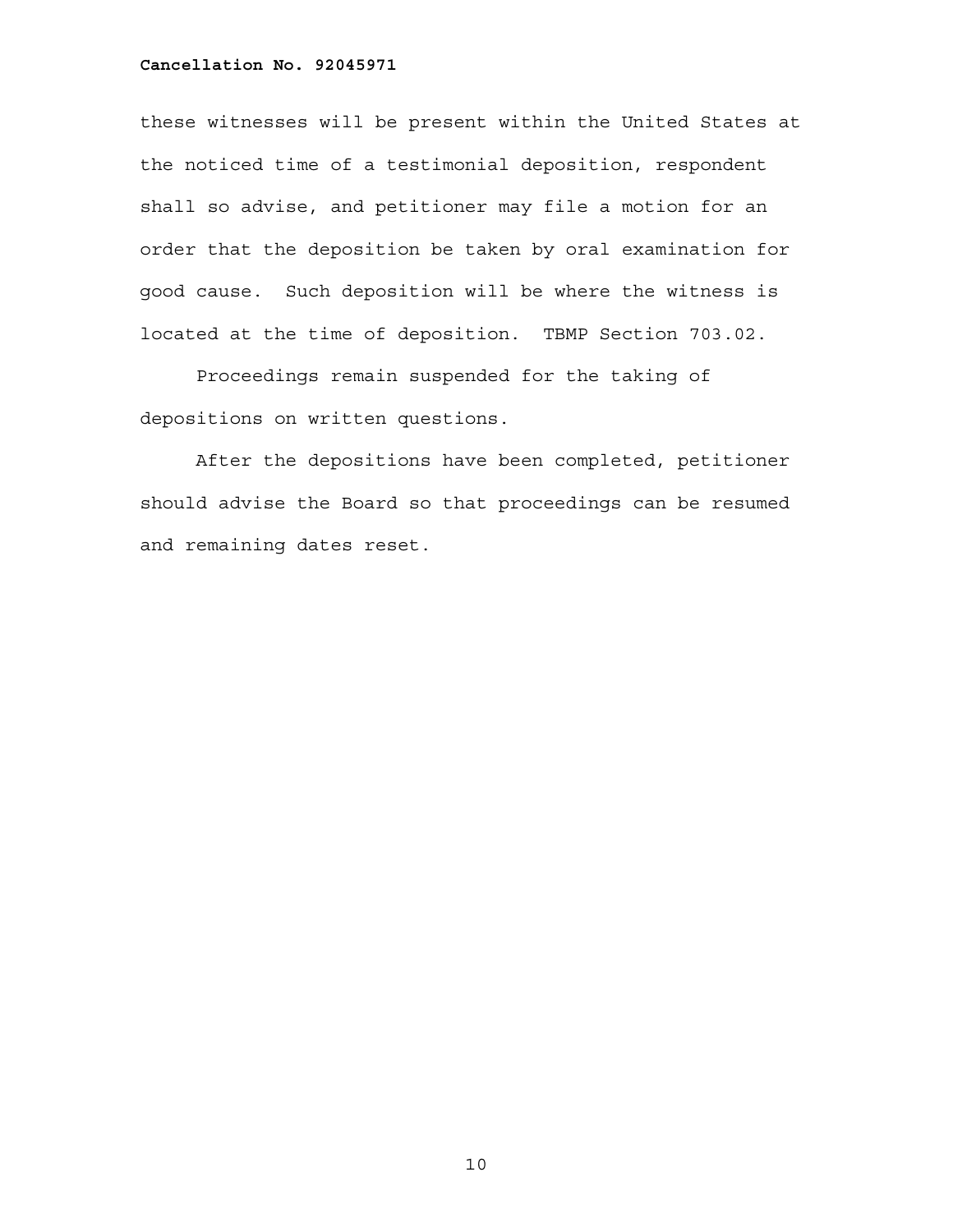these witnesses will be present within the United States at the noticed time of a testimonial deposition, respondent shall so advise, and petitioner may file a motion for an order that the deposition be taken by oral examination for good cause. Such deposition will be where the witness is located at the time of deposition. TBMP Section 703.02.

Proceedings remain suspended for the taking of depositions on written questions.

After the depositions have been completed, petitioner should advise the Board so that proceedings can be resumed and remaining dates reset.